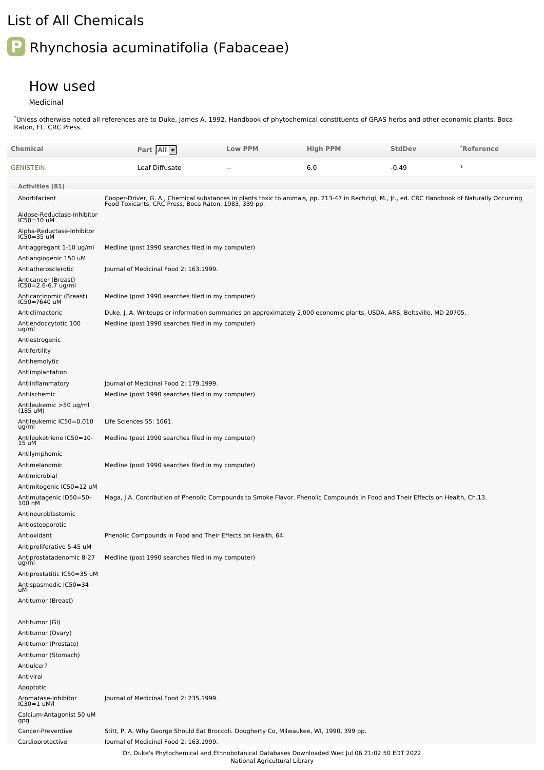# List of All Chemicals

## P Rhynchosia acuminatifolia (Fabaceae)

### How used

Medicinal

*Unless otherwise noted all references are to Duke, James A. 1992. Handbook of phytochemical constituents of GRAS herbs and other economic plants. Boca Raton, FL. CRC Press.

| Chemical | Part All | Low PPM | High PPM | StdDev | *Reference |
|---|---|---|---|---|---|
| GENISTEIN | Leaf Diffusate | -- | 6.0 | -0.49 | * |

| Activities (81) | |
|---|---|
| Abortifacient | Cooper-Driver, G. A., Chemical substances in plants toxic to animals, pp. 213-47 in Rechcigl, M., Jr., ed. CRC Handbook of Naturally Occurring Food Toxicants, CRC Press, Boca Raton, 1983, 339 pp. |
| Aldose-Reductase-Inhibitor IC50=10 uM | |
| Alpha-Reductase-Inhibitor IC50=35 uM | |
| Antiaggregant 1-10 ug/ml | Medline (post 1990 searches filed in my computer) |
| Antiangiogenic 150 uM | |
| Antiatherosclerotic | Journal of Medicinal Food 2: 163.1999. |
| Anticancer (Breast) IC50=2.6-6.7 ug/ml | |
| Anticarcinomic (Breast) IC50=?640 uM | Medline (post 1990 searches filed in my computer) |
| Anticlimacteric | Duke, J. A. Writeups or information summaries on approximately 2,000 economic plants, USDA, ARS, Beltsville, MD 20705. |
| Antiendoccytotic 100 ug/ml | Medline (post 1990 searches filed in my computer) |
| Antiestrogenic | |
| Antifertility | |
| Antihemolytic | |
| Antiimplantation | |
| Antiinflammatory | Journal of Medicinal Food 2: 179.1999. |
| Antiischemic | Medline (post 1990 searches filed in my computer) |
| Antileukemic >50 ug/ml (185 uM) | |
| Antileukemic IC50=0.010 ug/ml | Life Sciences 55: 1061. |
| Antileukotriene IC50=10-15 uM | Medline (post 1990 searches filed in my computer) |
| Antilymphomic | |
| Antimelanomic | Medline (post 1990 searches filed in my computer) |
| Antimicrobial | |
| Antimitogenic IC50=12 uM | |
| Antimutagenic ID50=50-100 nM | Maga, J.A. Contribution of Phenolic Compounds to Smoke Flavor. Phenolic Compounds in Food and Their Effects on Health, Ch.13. |
| Antineuroblastomic | |
| Antiosteoporotic | |
| Antioxidant | Phenolic Compounds in Food and Their Effects on Health, 64. |
| Antiproliferative 5-45 uM | |
| Antiprostatadenomic 8-27 ug/ml | Medline (post 1990 searches filed in my computer) |
| Antiprostatitic IC50=35 uM | |
| Antispasmodic IC50=34 uM | |
| Antitumor (Breast) | |
| Antitumor (GI) | |
| Antitumor (Ovary) | |
| Antitumor (Prostate) | |
| Antitumor (Stomach) | |
| Antiulcer? | |
| Antiviral | |
| Apoptotic | |
| Aromatase-Inhibitor IC30=1 uM/l | Journal of Medicinal Food 2: 235.1999. |
| Calcium-Antagonist 50 uM gpg | |
| Cancer-Preventive | Stitt, P. A. Why George Should Eat Broccoli. Dougherty Co, Milwaukee, WI, 1990, 399 pp. |
| Cardioprotective | Journal of Medicinal Food 2: 163.1999. |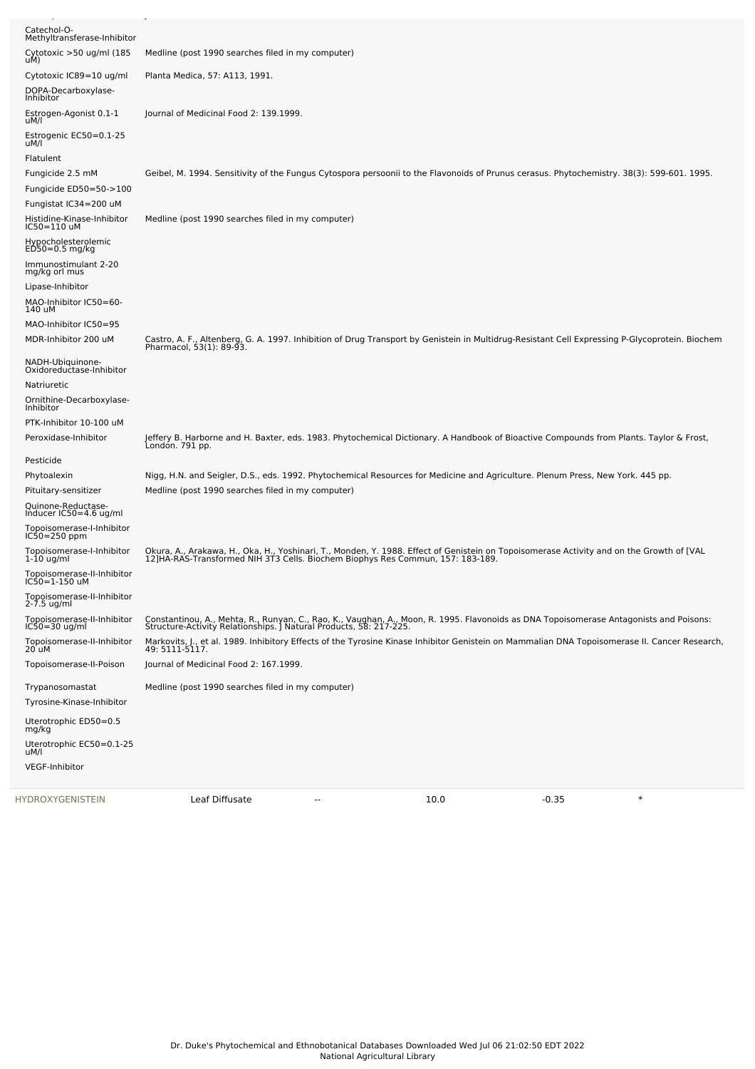| | |
|---|---|
| Catechol-O-Methyltransferase-Inhibitor | |
| Cytotoxic >50 ug/ml (185 uM) | Medline (post 1990 searches filed in my computer) |
| Cytotoxic IC89=10 ug/ml | Planta Medica, 57: A113, 1991. |
| DOPA-Decarboxylase-Inhibitor | |
| Estrogen-Agonist 0.1-1 uM/l | Journal of Medicinal Food 2: 139.1999. |
| Estrogenic EC50=0.1-25 uM/l | |
| Flatulent | |
| Fungicide 2.5 mM | Geibel, M. 1994. Sensitivity of the Fungus Cytospora persoonii to the Flavonoids of Prunus cerasus. Phytochemistry. 38(3): 599-601. 1995. |
| Fungicide ED50=50->100 | |
| Fungistat IC34=200 uM | |
| Histidine-Kinase-Inhibitor IC50=110 uM | Medline (post 1990 searches filed in my computer) |
| Hypocholesterolemic ED50=0.5 mg/kg | |
| Immunostimulant 2-20 mg/kg orl mus | |
| Lipase-Inhibitor | |
| MAO-Inhibitor IC50=60-140 uM | |
| MAO-Inhibitor IC50=95 | |
| MDR-Inhibitor 200 uM | Castro, A. F., Altenberg, G. A. 1997. Inhibition of Drug Transport by Genistein in Multidrug-Resistant Cell Expressing P-Glycoprotein. Biochem Pharmacol, 53(1): 89-93. |
| NADH-Ubiquinone-Oxidoreductase-Inhibitor | |
| Natriuretic | |
| Ornithine-Decarboxylase-Inhibitor | |
| PTK-Inhibitor 10-100 uM | |
| Peroxidase-Inhibitor | Jeffery B. Harborne and H. Baxter, eds. 1983. Phytochemical Dictionary. A Handbook of Bioactive Compounds from Plants. Taylor & Frost, London. 791 pp. |
| Pesticide | |
| Phytoalexin | Nigg, H.N. and Seigler, D.S., eds. 1992. Phytochemical Resources for Medicine and Agriculture. Plenum Press, New York. 445 pp. |
| Pituitary-sensitizer | Medline (post 1990 searches filed in my computer) |
| Quinone-Reductase-Inducer IC50=4.6 ug/ml | |
| Topoisomerase-I-Inhibitor IC50=250 ppm | |
| Topoisomerase-I-Inhibitor 1-10 ug/ml | Okura, A., Arakawa, H., Oka, H., Yoshinari, T., Monden, Y. 1988. Effect of Genistein on Topoisomerase Activity and on the Growth of [VAL 12]HA-RAS-Transformed NIH 3T3 Cells. Biochem Biophys Res Commun, 157: 183-189. |
| Topoisomerase-II-Inhibitor IC50=1-150 uM | |
| Topoisomerase-II-Inhibitor 2-7.5 ug/ml | |
| Topoisomerase-II-Inhibitor IC50=30 ug/ml | Constantinou, A., Mehta, R., Runyan, C., Rao, K., Vaughan, A., Moon, R. 1995. Flavonoids as DNA Topoisomerase Antagonists and Poisons: Structure-Activity Relationships. J Natural Products, 58: 217-225. |
| Topoisomerase-II-Inhibitor 20 uM | Markovits, J., et al. 1989. Inhibitory Effects of the Tyrosine Kinase Inhibitor Genistein on Mammalian DNA Topoisomerase II. Cancer Research, 49: 5111-5117. |
| Topoisomerase-II-Poison | Journal of Medicinal Food 2: 167.1999. |
| Trypanosomastat | Medline (post 1990 searches filed in my computer) |
| Tyrosine-Kinase-Inhibitor | |
| Uterotrophic ED50=0.5 mg/kg | |
| Uterotrophic EC50=0.1-25 uM/l | |
| VEGF-Inhibitor | |

| | | | | | |
|---|---|---|---|---|---|
| HYDROXYGENISTEIN | Leaf Diffusate | -- | 10.0 | -0.35 | * |